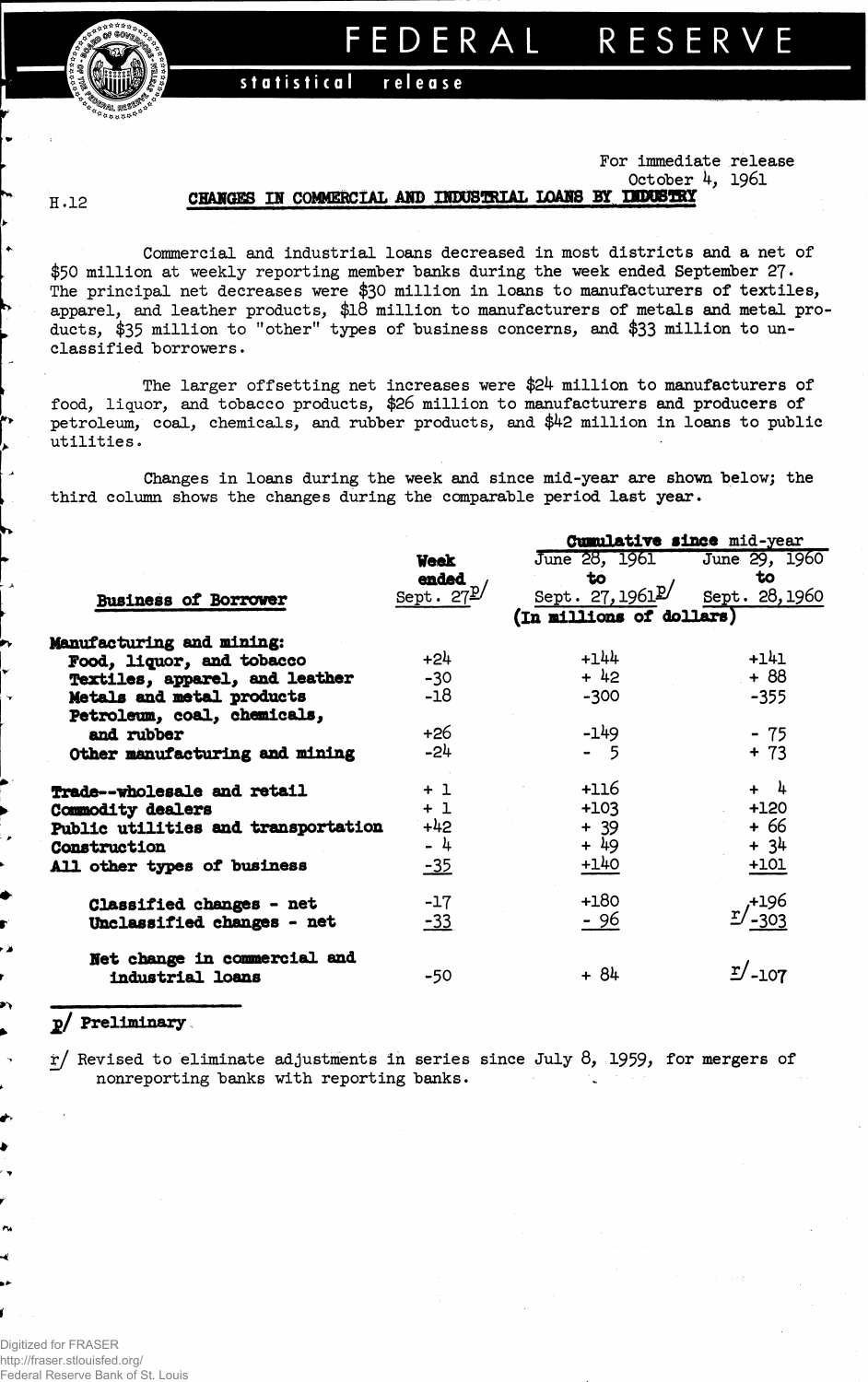# FEDERAL RESERVE

statistical release

For immediate release
October 4, 1961

H.12

## CHANGES IN COMMERCIAL AND INDUSTRIAL LOANS BY INDUSTRY

Commercial and industrial loans decreased in most districts and a net of \$50 million at weekly reporting member banks during the week ended September 27. The principal net decreases were \$30 million in loans to manufacturers of textiles, apparel, and leather products, \$18 million to manufacturers of metals and metal products, \$35 million to "other" types of business concerns, and \$33 million to unclassified borrowers.

The larger offsetting net increases were \$24 million to manufacturers of food, liquor, and tobacco products, \$26 million to manufacturers and producers of petroleum, coal, chemicals, and rubber products, and \$42 million in loans to public utilities.

Changes in loans during the week and since mid-year are shown below; the third column shows the changes during the comparable period last year.

| Business of Borrower | Week ended Sept. 27 p/ | Cumulative since mid-year: June 28, 1961 to Sept. 27, 1961 p/ | Cumulative since mid-year: June 29, 1960 to Sept. 28, 1960 |
|---|---|---|---|
| | (In millions of dollars) | | |
| **Manufacturing and mining:** | | | |
| Food, liquor, and tobacco | +24 | +144 | +141 |
| Textiles, apparel, and leather | -30 | + 42 | + 88 |
| Metals and metal products | -18 | -300 | -355 |
| Petroleum, coal, chemicals, and rubber | +26 | -149 | - 75 |
| Other manufacturing and mining | -24 | - 5 | + 73 |
| Trade--wholesale and retail | + 1 | +116 | + 4 |
| Commodity dealers | + 1 | +103 | +120 |
| Public utilities and transportation | +42 | + 39 | + 66 |
| Construction | - 4 | + 49 | + 34 |
| All other types of business | -35 | +140 | +101 |
| Classified changes - net | -17 | +180 | +196 |
| Unclassified changes - net | -33 | - 96 | r/ -303 |
| Net change in commercial and industrial loans | -50 | + 84 | r/ -107 |

p/ Preliminary

r/ Revised to eliminate adjustments in series since July 8, 1959, for mergers of nonreporting banks with reporting banks.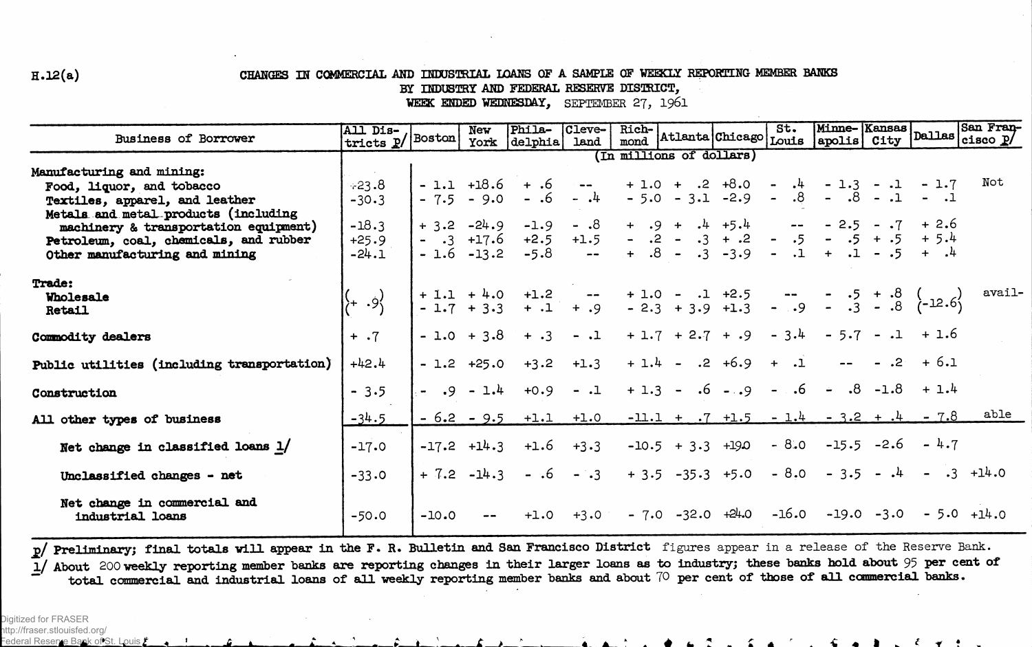H.12(a)

## CHANGES IN COMMERCIAL AND INDUSTRIAL LOANS OF A SAMPLE OF WEEKLY REPORTING MEMBER BANKS BY INDUSTRY AND FEDERAL RESERVE DISTRICT, WEEK ENDED WEDNESDAY, SEPTEMBER 27, 1961

| Business of Borrower | All Districts p/ | Boston | New York | Philadelphia | Cleveland | Richmond | Atlanta | Chicago | St. Louis | Minneapolis | Kansas City | Dallas | San Francisco p/ |
|---|---|---|---|---|---|---|---|---|---|---|---|---|---|
| | (In millions of dollars) | | | | | | | | | | | | |
| **Manufacturing and mining:** | | | | | | | | | | | | | |
| Food, liquor, and tobacco | -23.8 | - 1.1 | +18.6 | + .6 | -- | + 1.0 | + .2 | +8.0 | - .4 | - 1.3 | - .1 | - 1.7 | Not |
| Textiles, apparel, and leather | -30.3 | - 7.5 | - 9.0 | - .6 | - .4 | - 5.0 | - 3.1 | -2.9 | - .8 | - .8 | - .1 | - .1 | |
| Metals and metal products (including machinery & transportation equipment) | -18.3 | + 3.2 | -24.9 | -1.9 | - .8 | + .9 | + .4 | +5.4 | -- | - 2.5 | - .7 | + 2.6 | |
| Petroleum, coal, chemicals, and rubber | +25.9 | - .3 | +17.6 | +2.5 | +1.5 | - .2 | - .3 | + .2 | - .5 | - .5 | + .5 | + 5.4 | |
| Other manufacturing and mining | -24.1 | - 1.6 | -13.2 | -5.8 | -- | + .8 | - .3 | -3.9 | - .1 | + .1 | - .5 | + .4 | |
| **Trade:** | | | | | | | | | | | | | |
| Wholesale | (+ .9) | + 1.1 | + 4.0 | +1.2 | -- | + 1.0 | - .1 | +2.5 | -- | - .5 | + .8 | (-12.6) | avail- |
| Retail | | - 1.7 | + 3.3 | + .1 | + .9 | - 2.3 | + 3.9 | +1.3 | - .9 | - .3 | - .8 | | |
| **Commodity dealers** | + .7 | - 1.0 | + 3.8 | + .3 | - .1 | + 1.7 | + 2.7 | + .9 | - 3.4 | - 5.7 | - .1 | + 1.6 | |
| **Public utilities (including transportation)** | +42.4 | - 1.2 | +25.0 | +3.2 | +1.3 | + 1.4 | - .2 | +6.9 | + .1 | -- | - .2 | + 6.1 | |
| **Construction** | - 3.5 | - .9 | - 1.4 | +0.9 | - .1 | + 1.3 | - .6 | - .9 | - .6 | - .8 | -1.8 | + 1.4 | |
| **All other types of business** | -34.5 | - 6.2 | - 9.5 | +1.1 | +1.0 | -11.1 | + .7 | +1.5 | - 1.4 | - 3.2 | + .4 | - 7.8 | able |
| **Net change in classified loans 1/** | -17.0 | -17.2 | +14.3 | +1.6 | +3.3 | -10.5 | + 3.3 | +19.0 | - 8.0 | -15.5 | -2.6 | - 4.7 | |
| **Unclassified changes - net** | -33.0 | + 7.2 | -14.3 | - .6 | - .3 | + 3.5 | -35.3 | +5.0 | - 8.0 | - 3.5 | - .4 | - .3 | +14.0 |
| **Net change in commercial and industrial loans** | -50.0 | -10.0 | -- | +1.0 | +3.0 | - 7.0 | -32.0 | +24.0 | -16.0 | -19.0 | -3.0 | - 5.0 | +14.0 |

p/ Preliminary; final totals will appear in the F. R. Bulletin and San Francisco District figures appear in a release of the Reserve Bank.

1/ About 200 weekly reporting member banks are reporting changes in their larger loans as to industry; these banks hold about 95 per cent of total commercial and industrial loans of all weekly reporting member banks and about 70 per cent of those of all commercial banks.